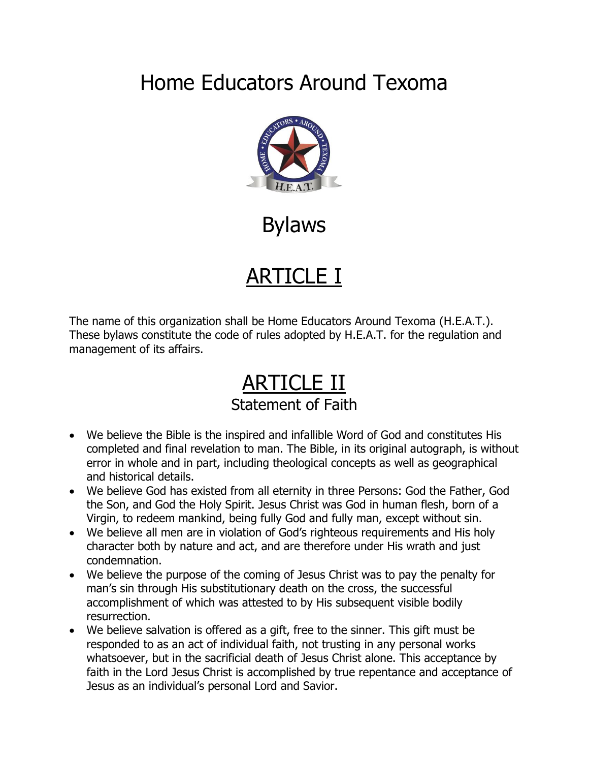# Home Educators Around Texoma

# Bylaws

## ARTICLE I

The name of this organization shall be Home Educators Around Texoma (H.E.A.T.). These bylaws constitute the code of rules adopted by H.E.A.T. for the regulation and management of its affairs.

## ARTICLE II

### Statement of Faith

- We believe the Bible is the inspired and infallible Word of God and constitutes His completed and final revelation to man. The Bible, in its original autograph, is without error in whole and in part, including theological concepts as well as geographical and historical details.
- We believe God has existed from all eternity in three Persons: God the Father, God the Son, and God the Holy Spirit. Jesus Christ was God in human flesh, born of a Virgin, to redeem mankind, being fully God and fully man, except without sin.
- We believe all men are in violation of God's righteous requirements and His holy character both by nature and act, and are therefore under His wrath and just condemnation.
- We believe the purpose of the coming of Jesus Christ was to pay the penalty for man's sin through His substitutionary death on the cross, the successful accomplishment of which was attested to by His subsequent visible bodily resurrection.
- We believe salvation is offered as a gift, free to the sinner. This gift must be responded to as an act of individual faith, not trusting in any personal works whatsoever, but in the sacrificial death of Jesus Christ alone. This acceptance by faith in the Lord Jesus Christ is accomplished by true repentance and acceptance of Jesus as an individual's personal Lord and Savior.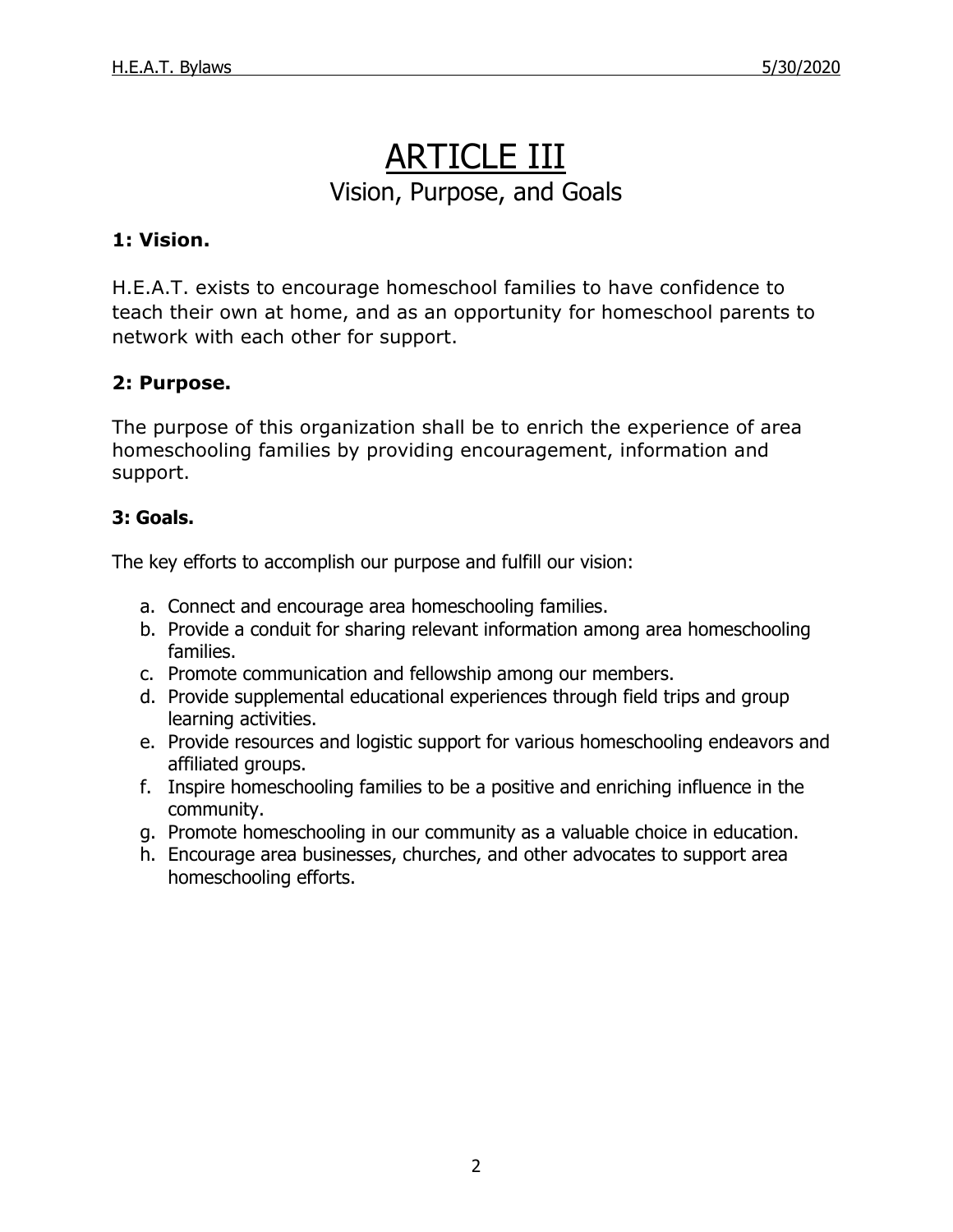# ARTICLE III

## Vision, Purpose, and Goals

### 1: Vision.

H.E.A.T. exists to encourage homeschool families to have confidence to teach their own at home, and as an opportunity for homeschool parents to network with each other for support.

### 2: Purpose.

The purpose of this organization shall be to enrich the experience of area homeschooling families by providing encouragement, information and support.

### 3: Goals.

The key efforts to accomplish our purpose and fulfill our vision:

a. Connect and encourage area homeschooling families.
b. Provide a conduit for sharing relevant information among area homeschooling families.
c. Promote communication and fellowship among our members.
d. Provide supplemental educational experiences through field trips and group learning activities.
e. Provide resources and logistic support for various homeschooling endeavors and affiliated groups.
f. Inspire homeschooling families to be a positive and enriching influence in the community.
g. Promote homeschooling in our community as a valuable choice in education.
h. Encourage area businesses, churches, and other advocates to support area homeschooling efforts.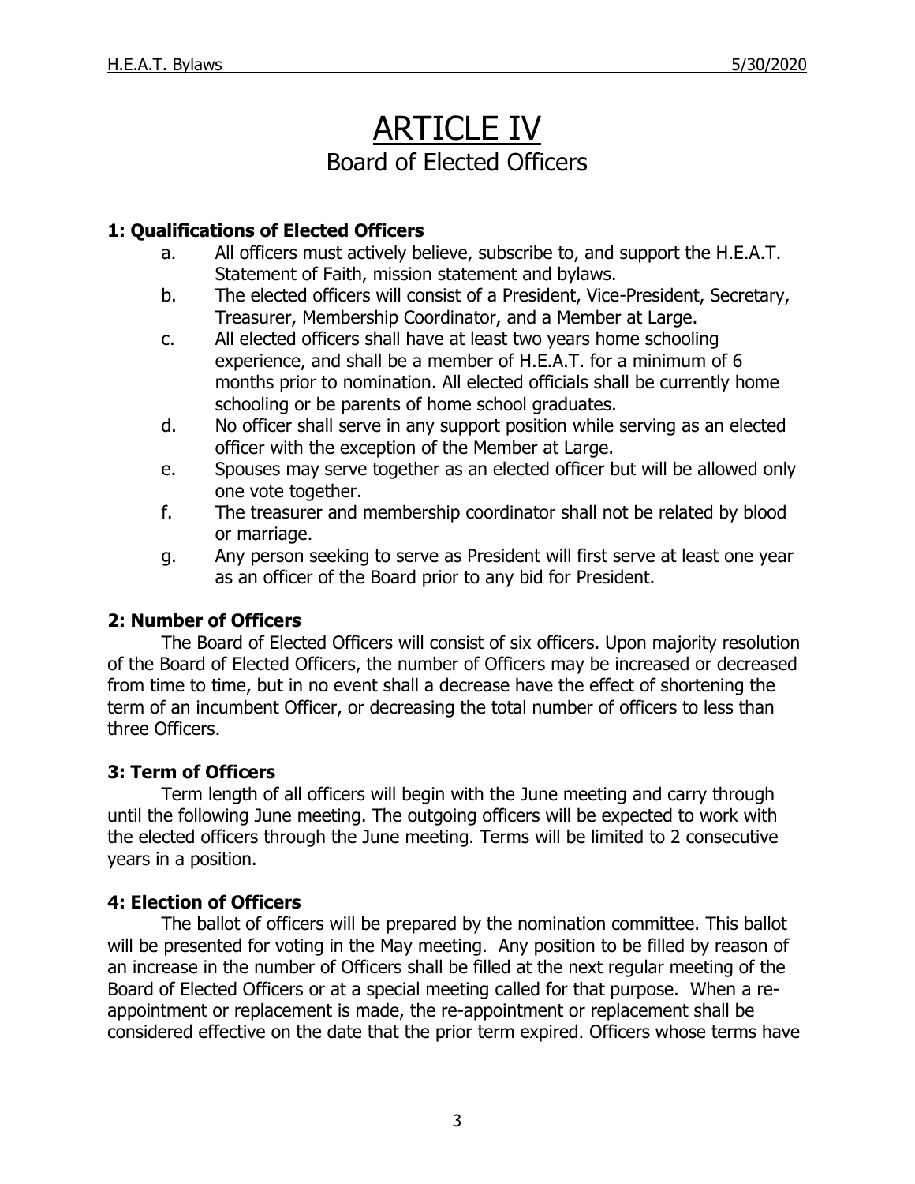# ARTICLE IV

## Board of Elected Officers

### 1: Qualifications of Elected Officers

a. All officers must actively believe, subscribe to, and support the H.E.A.T. Statement of Faith, mission statement and bylaws.

b. The elected officers will consist of a President, Vice-President, Secretary, Treasurer, Membership Coordinator, and a Member at Large.

c. All elected officers shall have at least two years home schooling experience, and shall be a member of H.E.A.T. for a minimum of 6 months prior to nomination. All elected officials shall be currently home schooling or be parents of home school graduates.

d. No officer shall serve in any support position while serving as an elected officer with the exception of the Member at Large.

e. Spouses may serve together as an elected officer but will be allowed only one vote together.

f. The treasurer and membership coordinator shall not be related by blood or marriage.

g. Any person seeking to serve as President will first serve at least one year as an officer of the Board prior to any bid for President.

### 2: Number of Officers

The Board of Elected Officers will consist of six officers. Upon majority resolution of the Board of Elected Officers, the number of Officers may be increased or decreased from time to time, but in no event shall a decrease have the effect of shortening the term of an incumbent Officer, or decreasing the total number of officers to less than three Officers.

### 3: Term of Officers

Term length of all officers will begin with the June meeting and carry through until the following June meeting. The outgoing officers will be expected to work with the elected officers through the June meeting. Terms will be limited to 2 consecutive years in a position.

### 4: Election of Officers

The ballot of officers will be prepared by the nomination committee. This ballot will be presented for voting in the May meeting. Any position to be filled by reason of an increase in the number of Officers shall be filled at the next regular meeting of the Board of Elected Officers or at a special meeting called for that purpose. When a re-appointment or replacement is made, the re-appointment or replacement shall be considered effective on the date that the prior term expired. Officers whose terms have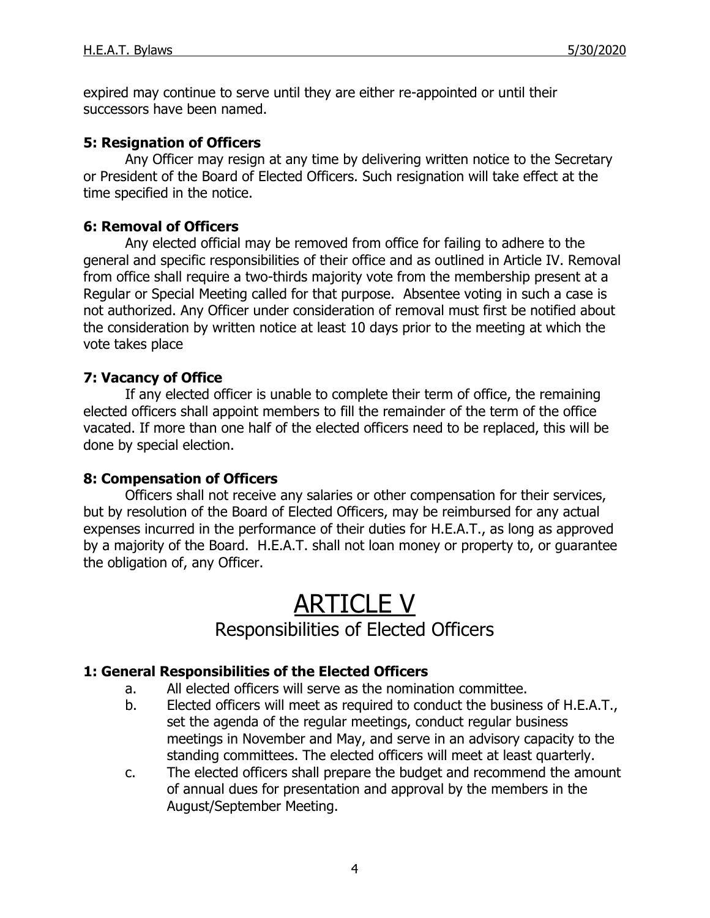expired may continue to serve until they are either re-appointed or until their successors have been named.

### 5: Resignation of Officers

Any Officer may resign at any time by delivering written notice to the Secretary or President of the Board of Elected Officers. Such resignation will take effect at the time specified in the notice.

### 6: Removal of Officers

Any elected official may be removed from office for failing to adhere to the general and specific responsibilities of their office and as outlined in Article IV. Removal from office shall require a two-thirds majority vote from the membership present at a Regular or Special Meeting called for that purpose. Absentee voting in such a case is not authorized. Any Officer under consideration of removal must first be notified about the consideration by written notice at least 10 days prior to the meeting at which the vote takes place

### 7: Vacancy of Office

If any elected officer is unable to complete their term of office, the remaining elected officers shall appoint members to fill the remainder of the term of the office vacated. If more than one half of the elected officers need to be replaced, this will be done by special election.

### 8: Compensation of Officers

Officers shall not receive any salaries or other compensation for their services, but by resolution of the Board of Elected Officers, may be reimbursed for any actual expenses incurred in the performance of their duties for H.E.A.T., as long as approved by a majority of the Board. H.E.A.T. shall not loan money or property to, or guarantee the obligation of, any Officer.

# ARTICLE V

## Responsibilities of Elected Officers

### 1: General Responsibilities of the Elected Officers

a. All elected officers will serve as the nomination committee.

b. Elected officers will meet as required to conduct the business of H.E.A.T., set the agenda of the regular meetings, conduct regular business meetings in November and May, and serve in an advisory capacity to the standing committees. The elected officers will meet at least quarterly.

c. The elected officers shall prepare the budget and recommend the amount of annual dues for presentation and approval by the members in the August/September Meeting.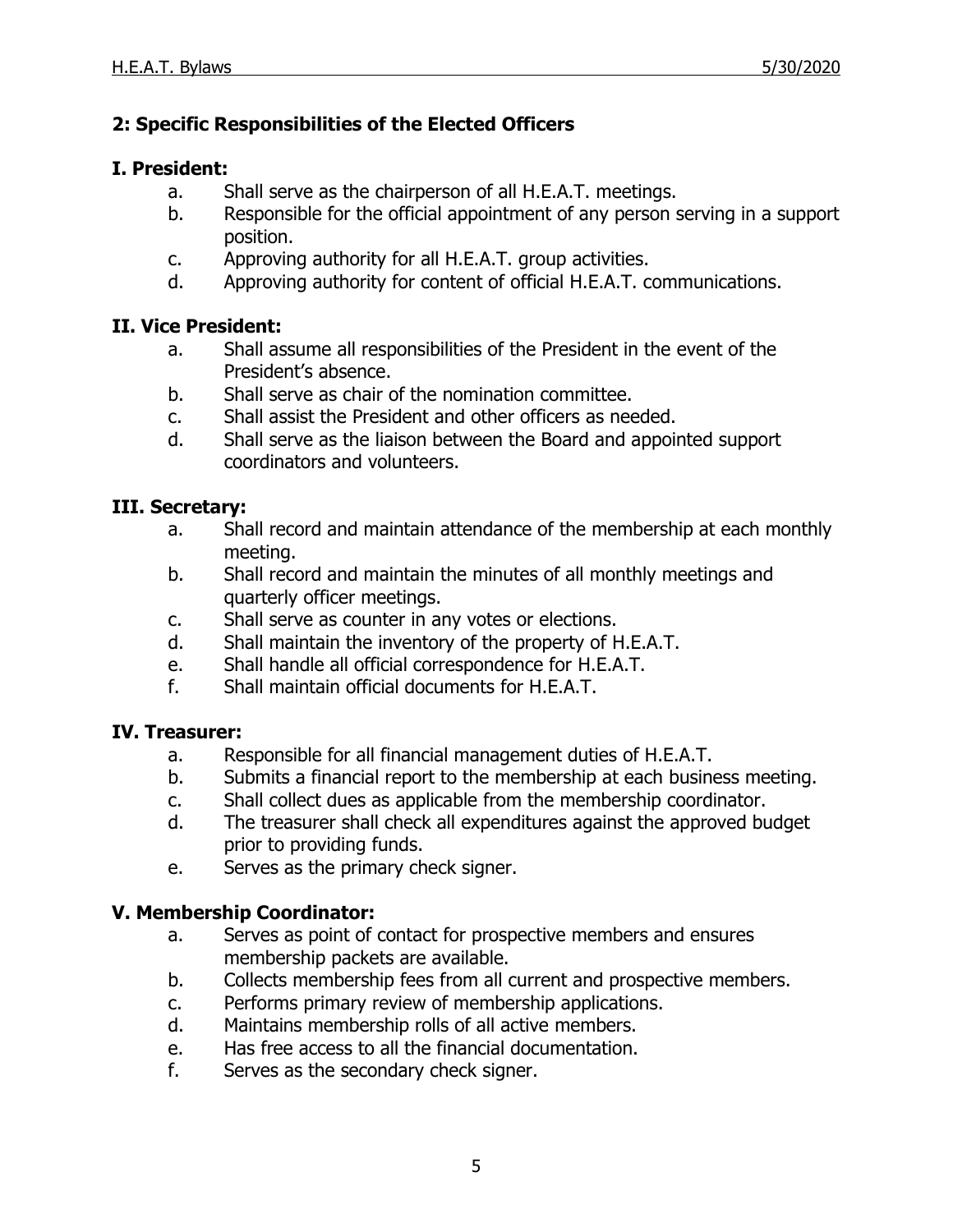## 2: Specific Responsibilities of the Elected Officers

### I. President:

a. Shall serve as the chairperson of all H.E.A.T. meetings.
b. Responsible for the official appointment of any person serving in a support position.
c. Approving authority for all H.E.A.T. group activities.
d. Approving authority for content of official H.E.A.T. communications.

### II. Vice President:

a. Shall assume all responsibilities of the President in the event of the President's absence.
b. Shall serve as chair of the nomination committee.
c. Shall assist the President and other officers as needed.
d. Shall serve as the liaison between the Board and appointed support coordinators and volunteers.

### III. Secretary:

a. Shall record and maintain attendance of the membership at each monthly meeting.
b. Shall record and maintain the minutes of all monthly meetings and quarterly officer meetings.
c. Shall serve as counter in any votes or elections.
d. Shall maintain the inventory of the property of H.E.A.T.
e. Shall handle all official correspondence for H.E.A.T.
f. Shall maintain official documents for H.E.A.T.

### IV. Treasurer:

a. Responsible for all financial management duties of H.E.A.T.
b. Submits a financial report to the membership at each business meeting.
c. Shall collect dues as applicable from the membership coordinator.
d. The treasurer shall check all expenditures against the approved budget prior to providing funds.
e. Serves as the primary check signer.

### V. Membership Coordinator:

a. Serves as point of contact for prospective members and ensures membership packets are available.
b. Collects membership fees from all current and prospective members.
c. Performs primary review of membership applications.
d. Maintains membership rolls of all active members.
e. Has free access to all the financial documentation.
f. Serves as the secondary check signer.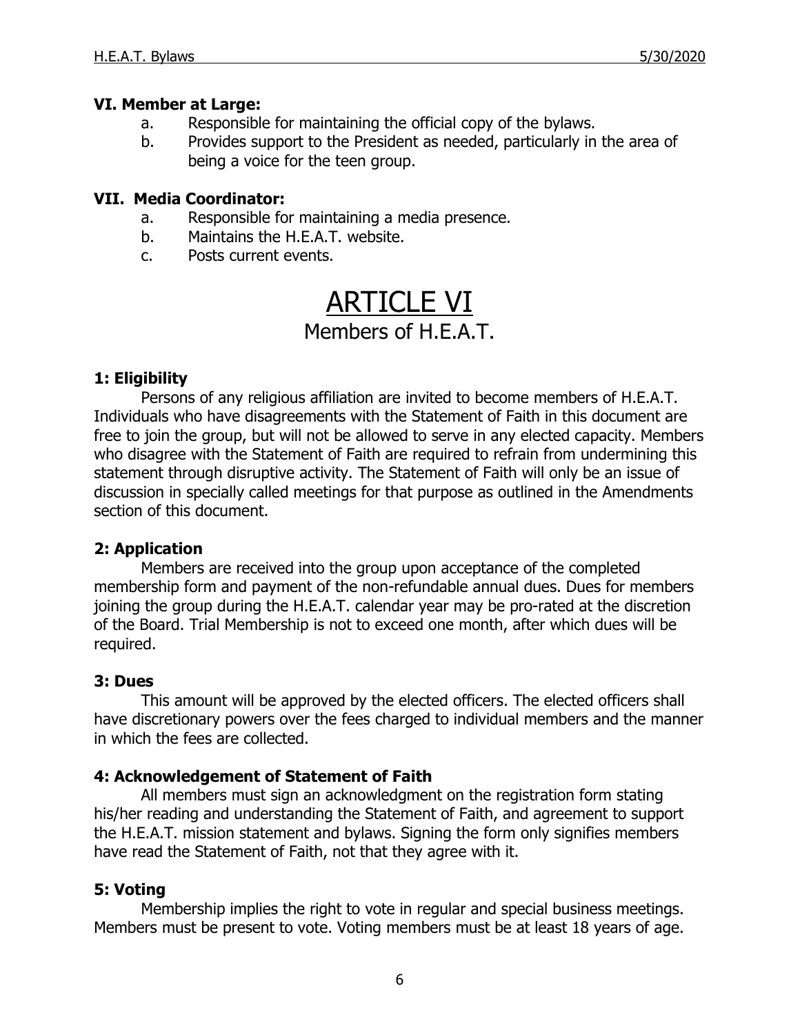**VI. Member at Large:**

a. Responsible for maintaining the official copy of the bylaws.
b. Provides support to the President as needed, particularly in the area of being a voice for the teen group.

**VII. Media Coordinator:**

a. Responsible for maintaining a media presence.
b. Maintains the H.E.A.T. website.
c. Posts current events.

# ARTICLE VI

## Members of H.E.A.T.

### 1: Eligibility

Persons of any religious affiliation are invited to become members of H.E.A.T. Individuals who have disagreements with the Statement of Faith in this document are free to join the group, but will not be allowed to serve in any elected capacity. Members who disagree with the Statement of Faith are required to refrain from undermining this statement through disruptive activity. The Statement of Faith will only be an issue of discussion in specially called meetings for that purpose as outlined in the Amendments section of this document.

### 2: Application

Members are received into the group upon acceptance of the completed membership form and payment of the non-refundable annual dues. Dues for members joining the group during the H.E.A.T. calendar year may be pro-rated at the discretion of the Board. Trial Membership is not to exceed one month, after which dues will be required.

### 3: Dues

This amount will be approved by the elected officers. The elected officers shall have discretionary powers over the fees charged to individual members and the manner in which the fees are collected.

### 4: Acknowledgement of Statement of Faith

All members must sign an acknowledgment on the registration form stating his/her reading and understanding the Statement of Faith, and agreement to support the H.E.A.T. mission statement and bylaws. Signing the form only signifies members have read the Statement of Faith, not that they agree with it.

### 5: Voting

Membership implies the right to vote in regular and special business meetings. Members must be present to vote. Voting members must be at least 18 years of age.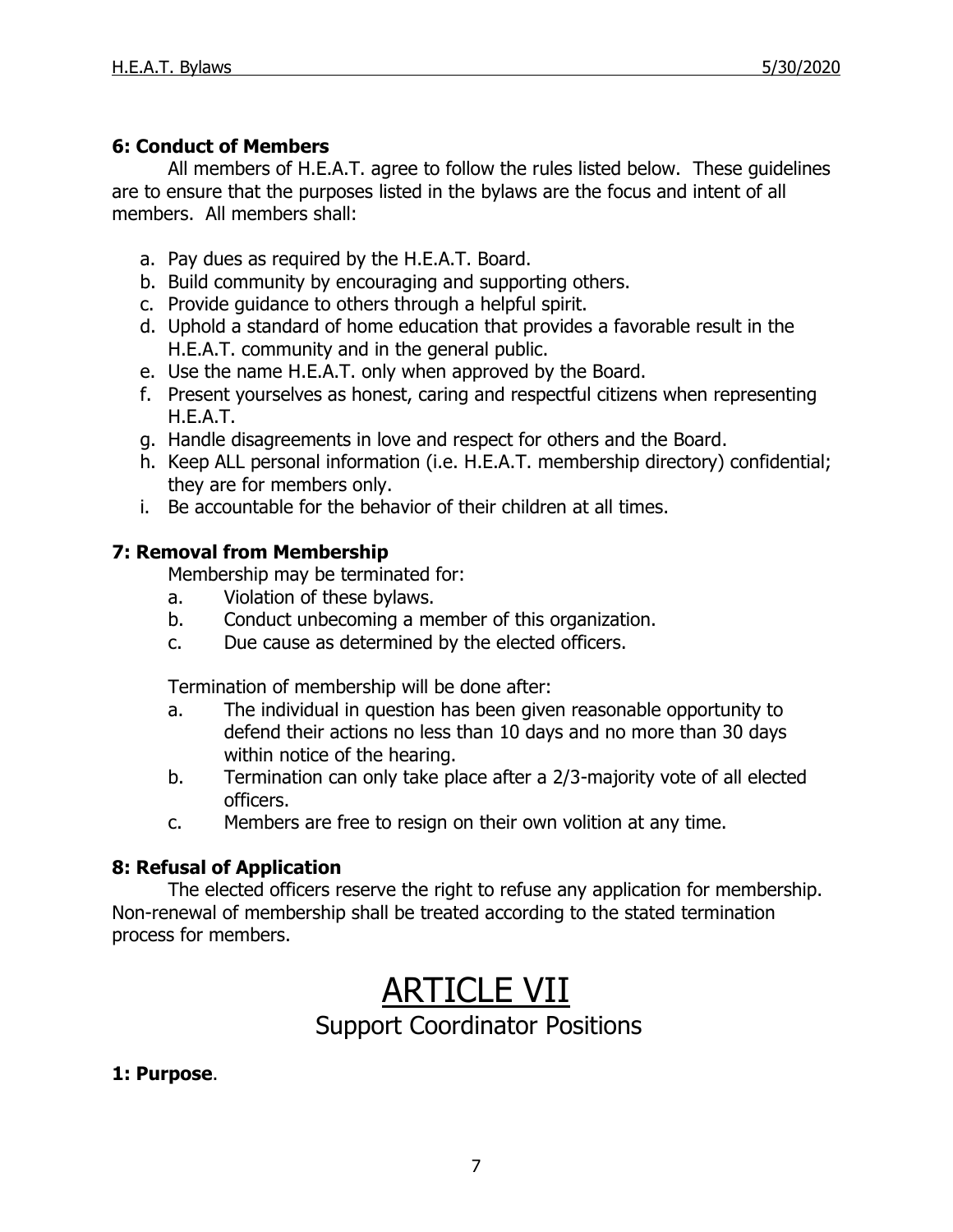**6: Conduct of Members**

All members of H.E.A.T. agree to follow the rules listed below. These guidelines are to ensure that the purposes listed in the bylaws are the focus and intent of all members. All members shall:

a. Pay dues as required by the H.E.A.T. Board.
b. Build community by encouraging and supporting others.
c. Provide guidance to others through a helpful spirit.
d. Uphold a standard of home education that provides a favorable result in the H.E.A.T. community and in the general public.
e. Use the name H.E.A.T. only when approved by the Board.
f. Present yourselves as honest, caring and respectful citizens when representing H.E.A.T.
g. Handle disagreements in love and respect for others and the Board.
h. Keep ALL personal information (i.e. H.E.A.T. membership directory) confidential; they are for members only.
i. Be accountable for the behavior of their children at all times.

**7: Removal from Membership**

Membership may be terminated for:

a. Violation of these bylaws.
b. Conduct unbecoming a member of this organization.
c. Due cause as determined by the elected officers.

Termination of membership will be done after:

a. The individual in question has been given reasonable opportunity to defend their actions no less than 10 days and no more than 30 days within notice of the hearing.
b. Termination can only take place after a 2/3-majority vote of all elected officers.
c. Members are free to resign on their own volition at any time.

**8: Refusal of Application**

The elected officers reserve the right to refuse any application for membership. Non-renewal of membership shall be treated according to the stated termination process for members.

# ARTICLE VII

## Support Coordinator Positions

**1: Purpose**.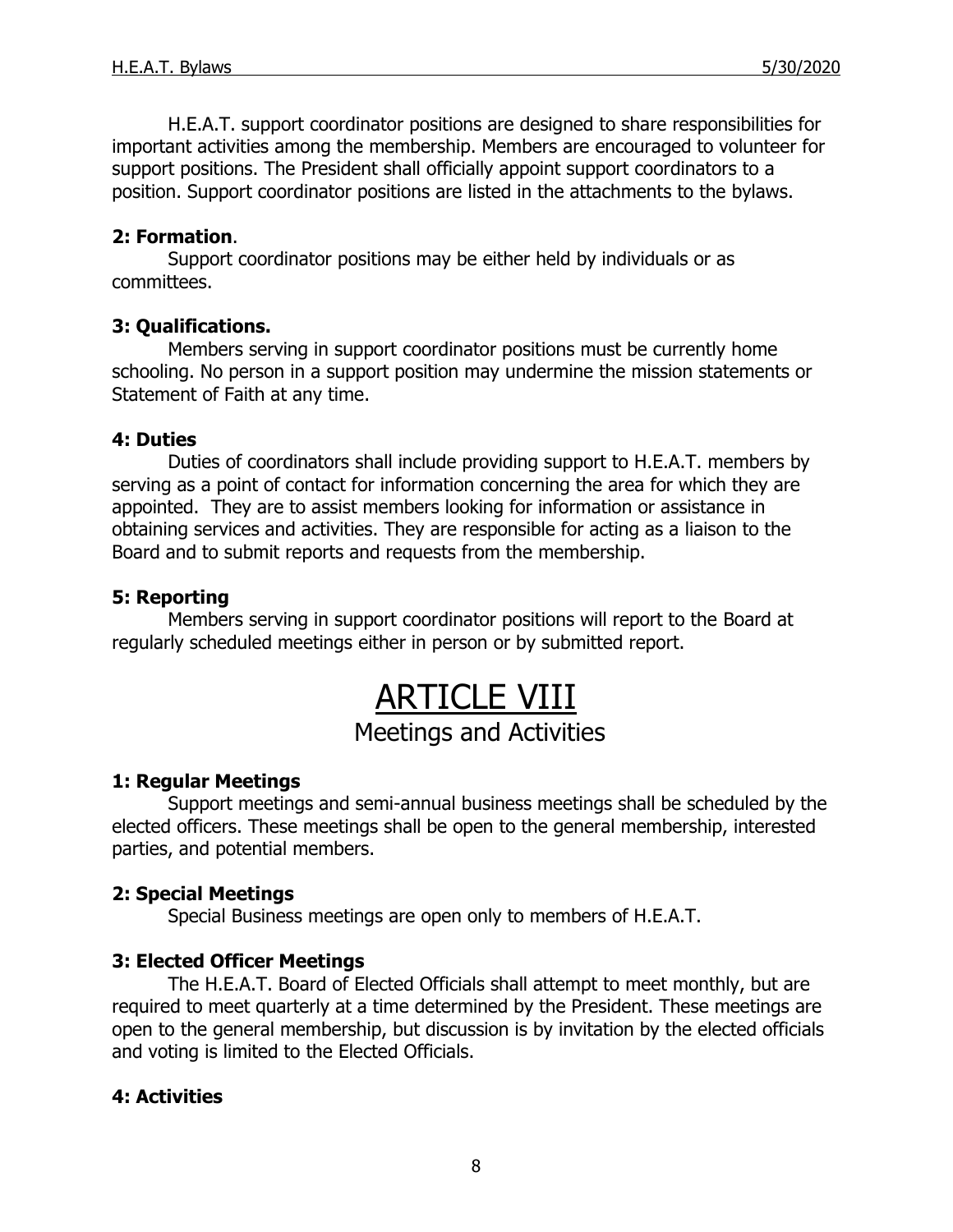H.E.A.T. support coordinator positions are designed to share responsibilities for important activities among the membership. Members are encouraged to volunteer for support positions. The President shall officially appoint support coordinators to a position. Support coordinator positions are listed in the attachments to the bylaws.

**2: Formation**.

Support coordinator positions may be either held by individuals or as committees.

**3: Qualifications.**

Members serving in support coordinator positions must be currently home schooling. No person in a support position may undermine the mission statements or Statement of Faith at any time.

**4: Duties**

Duties of coordinators shall include providing support to H.E.A.T. members by serving as a point of contact for information concerning the area for which they are appointed. They are to assist members looking for information or assistance in obtaining services and activities. They are responsible for acting as a liaison to the Board and to submit reports and requests from the membership.

**5: Reporting**

Members serving in support coordinator positions will report to the Board at regularly scheduled meetings either in person or by submitted report.

# ARTICLE VIII

## Meetings and Activities

**1: Regular Meetings**

Support meetings and semi-annual business meetings shall be scheduled by the elected officers. These meetings shall be open to the general membership, interested parties, and potential members.

**2: Special Meetings**

Special Business meetings are open only to members of H.E.A.T.

**3: Elected Officer Meetings**

The H.E.A.T. Board of Elected Officials shall attempt to meet monthly, but are required to meet quarterly at a time determined by the President. These meetings are open to the general membership, but discussion is by invitation by the elected officials and voting is limited to the Elected Officials.

**4: Activities**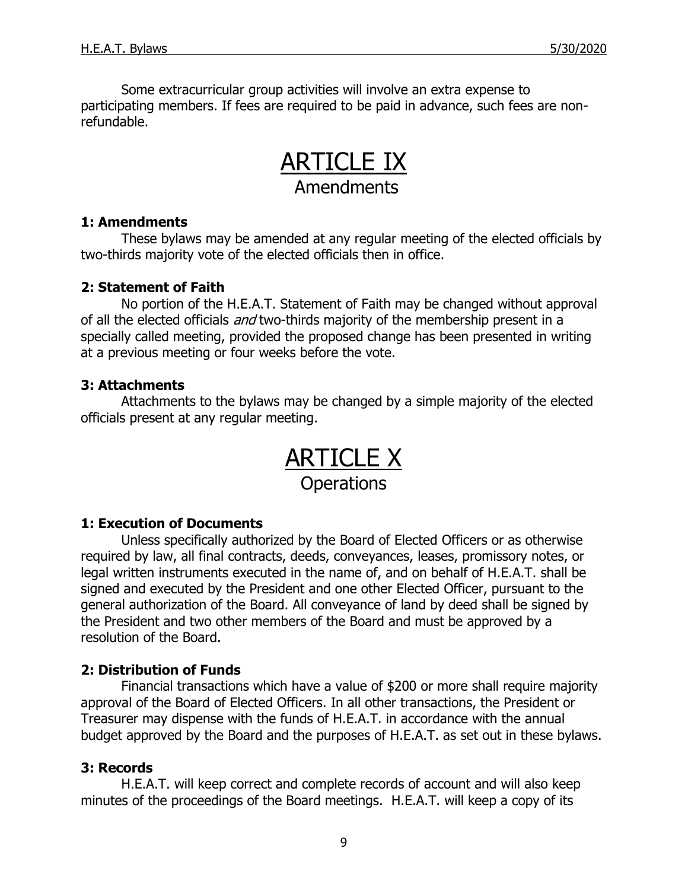Some extracurricular group activities will involve an extra expense to participating members. If fees are required to be paid in advance, such fees are non-refundable.

# ARTICLE IX
## Amendments

**1: Amendments**

These bylaws may be amended at any regular meeting of the elected officials by two-thirds majority vote of the elected officials then in office.

**2: Statement of Faith**

No portion of the H.E.A.T. Statement of Faith may be changed without approval of all the elected officials *and* two-thirds majority of the membership present in a specially called meeting, provided the proposed change has been presented in writing at a previous meeting or four weeks before the vote.

**3: Attachments**

Attachments to the bylaws may be changed by a simple majority of the elected officials present at any regular meeting.

# ARTICLE X
## Operations

**1: Execution of Documents**

Unless specifically authorized by the Board of Elected Officers or as otherwise required by law, all final contracts, deeds, conveyances, leases, promissory notes, or legal written instruments executed in the name of, and on behalf of H.E.A.T. shall be signed and executed by the President and one other Elected Officer, pursuant to the general authorization of the Board. All conveyance of land by deed shall be signed by the President and two other members of the Board and must be approved by a resolution of the Board.

**2: Distribution of Funds**

Financial transactions which have a value of $200 or more shall require majority approval of the Board of Elected Officers. In all other transactions, the President or Treasurer may dispense with the funds of H.E.A.T. in accordance with the annual budget approved by the Board and the purposes of H.E.A.T. as set out in these bylaws.

**3: Records**

H.E.A.T. will keep correct and complete records of account and will also keep minutes of the proceedings of the Board meetings. H.E.A.T. will keep a copy of its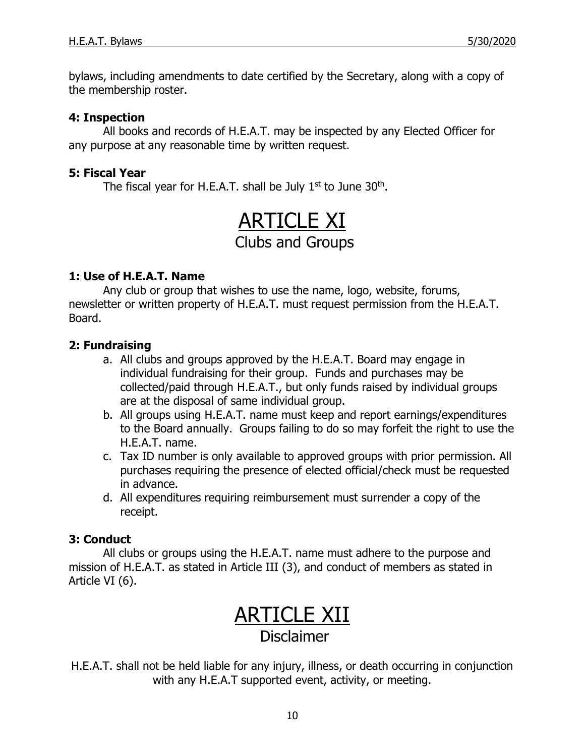bylaws, including amendments to date certified by the Secretary, along with a copy of the membership roster.

### 4: Inspection

All books and records of H.E.A.T. may be inspected by any Elected Officer for any purpose at any reasonable time by written request.

### 5: Fiscal Year

The fiscal year for H.E.A.T. shall be July 1st to June 30th.

# ARTICLE XI

## Clubs and Groups

### 1: Use of H.E.A.T. Name

Any club or group that wishes to use the name, logo, website, forums, newsletter or written property of H.E.A.T. must request permission from the H.E.A.T. Board.

### 2: Fundraising

a. All clubs and groups approved by the H.E.A.T. Board may engage in individual fundraising for their group. Funds and purchases may be collected/paid through H.E.A.T., but only funds raised by individual groups are at the disposal of same individual group.
b. All groups using H.E.A.T. name must keep and report earnings/expenditures to the Board annually. Groups failing to do so may forfeit the right to use the H.E.A.T. name.
c. Tax ID number is only available to approved groups with prior permission. All purchases requiring the presence of elected official/check must be requested in advance.
d. All expenditures requiring reimbursement must surrender a copy of the receipt.

### 3: Conduct

All clubs or groups using the H.E.A.T. name must adhere to the purpose and mission of H.E.A.T. as stated in Article III (3), and conduct of members as stated in Article VI (6).

# ARTICLE XII

## Disclaimer

H.E.A.T. shall not be held liable for any injury, illness, or death occurring in conjunction with any H.E.A.T supported event, activity, or meeting.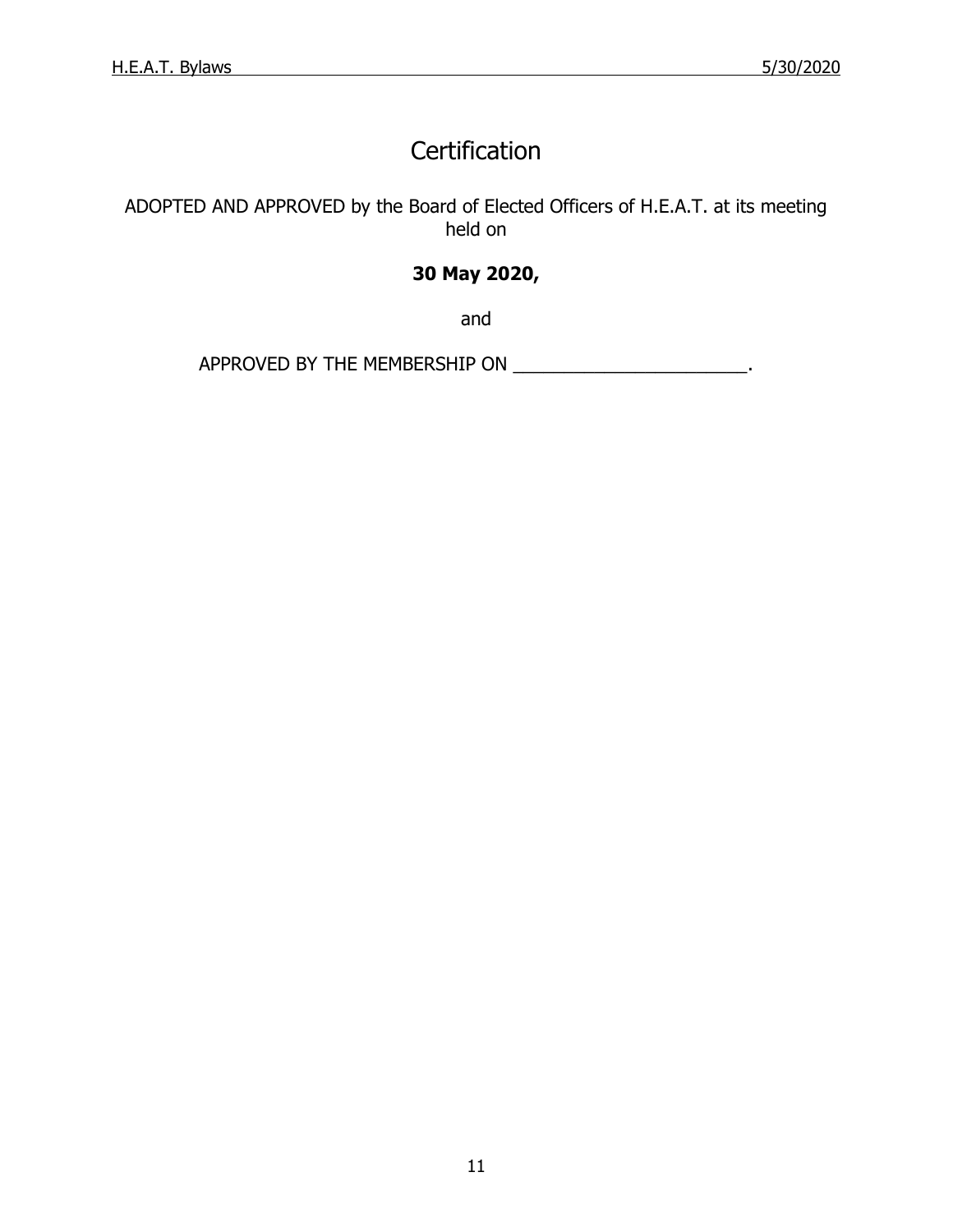# Certification

ADOPTED AND APPROVED by the Board of Elected Officers of H.E.A.T. at its meeting held on

**30 May 2020,**

and

APPROVED BY THE MEMBERSHIP ON _______________________.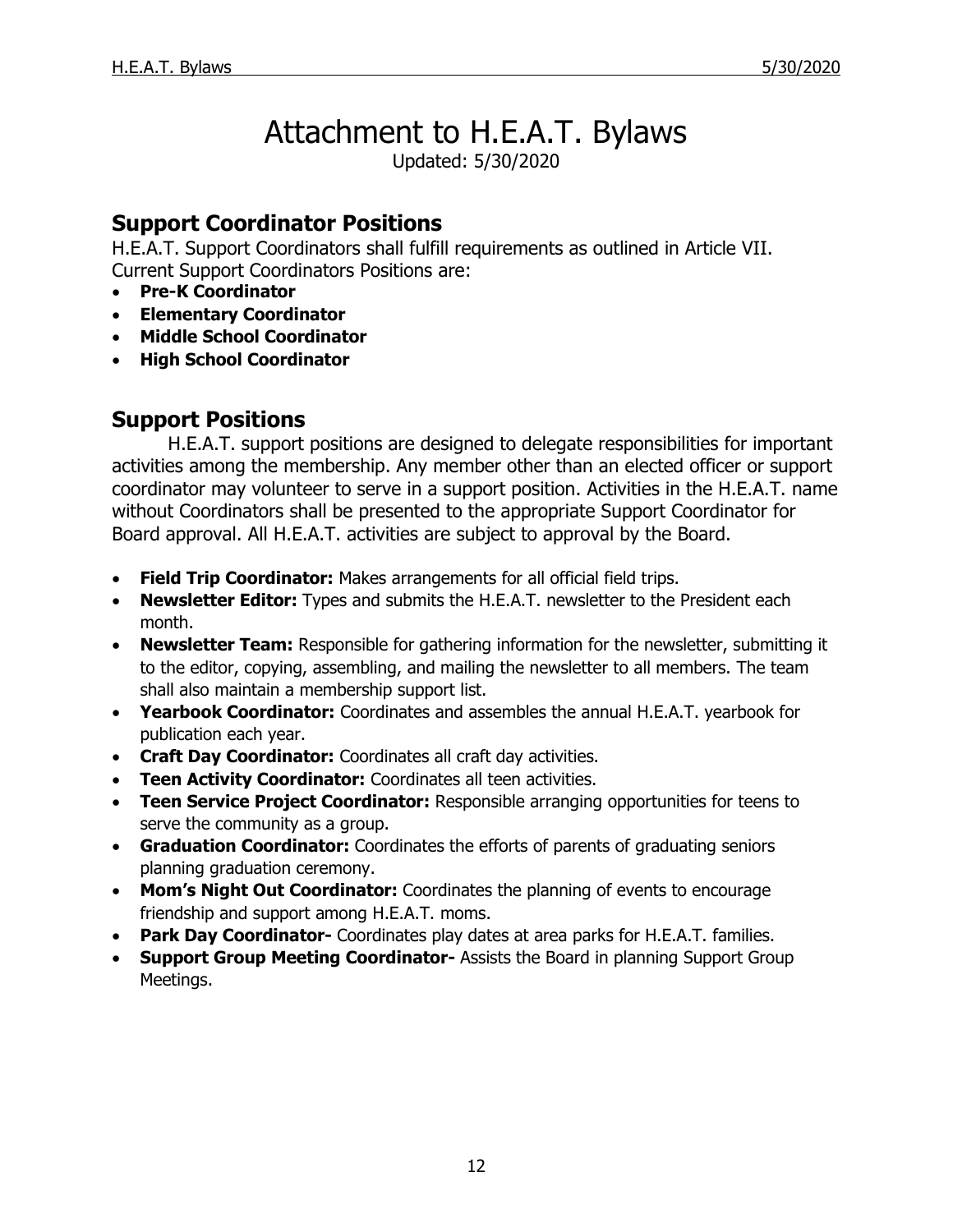# Attachment to H.E.A.T. Bylaws

Updated: 5/30/2020

## Support Coordinator Positions

H.E.A.T. Support Coordinators shall fulfill requirements as outlined in Article VII. Current Support Coordinators Positions are:

- **Pre-K Coordinator**
- **Elementary Coordinator**
- **Middle School Coordinator**
- **High School Coordinator**

## Support Positions

H.E.A.T. support positions are designed to delegate responsibilities for important activities among the membership. Any member other than an elected officer or support coordinator may volunteer to serve in a support position. Activities in the H.E.A.T. name without Coordinators shall be presented to the appropriate Support Coordinator for Board approval. All H.E.A.T. activities are subject to approval by the Board.

- **Field Trip Coordinator:** Makes arrangements for all official field trips.
- **Newsletter Editor:** Types and submits the H.E.A.T. newsletter to the President each month.
- **Newsletter Team:** Responsible for gathering information for the newsletter, submitting it to the editor, copying, assembling, and mailing the newsletter to all members. The team shall also maintain a membership support list.
- **Yearbook Coordinator:** Coordinates and assembles the annual H.E.A.T. yearbook for publication each year.
- **Craft Day Coordinator:** Coordinates all craft day activities.
- **Teen Activity Coordinator:** Coordinates all teen activities.
- **Teen Service Project Coordinator:** Responsible arranging opportunities for teens to serve the community as a group.
- **Graduation Coordinator:** Coordinates the efforts of parents of graduating seniors planning graduation ceremony.
- **Mom's Night Out Coordinator:** Coordinates the planning of events to encourage friendship and support among H.E.A.T. moms.
- **Park Day Coordinator-** Coordinates play dates at area parks for H.E.A.T. families.
- **Support Group Meeting Coordinator-** Assists the Board in planning Support Group Meetings.